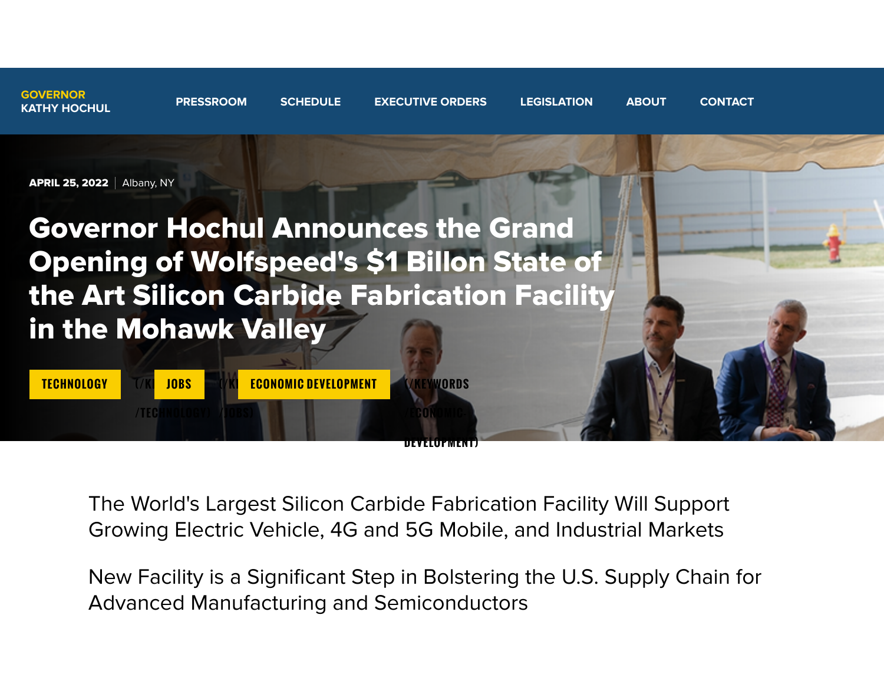GOVERNOR
KATHY HOCHUL

PRESSROOM SCHEDULE EXECUTIVE ORDERS LEGISLATION ABOUT CONTACT

**APRIL 25, 2022** | Albany, NY

# Governor Hochul Announces the Grand Opening of Wolfspeed's $1 Billon State of the Art Silicon Carbide Fabrication Facility in the Mohawk Valley

TECHNOLOGY (/KEYWORDS/TECHNOLOGY) JOBS (/KEYWORDS/JOBS) ECONOMIC DEVELOPMENT (/KEYWORDS/ECONOMIC-DEVELOPMENT)

The World's Largest Silicon Carbide Fabrication Facility Will Support Growing Electric Vehicle, 4G and 5G Mobile, and Industrial Markets

New Facility is a Significant Step in Bolstering the U.S. Supply Chain for Advanced Manufacturing and Semiconductors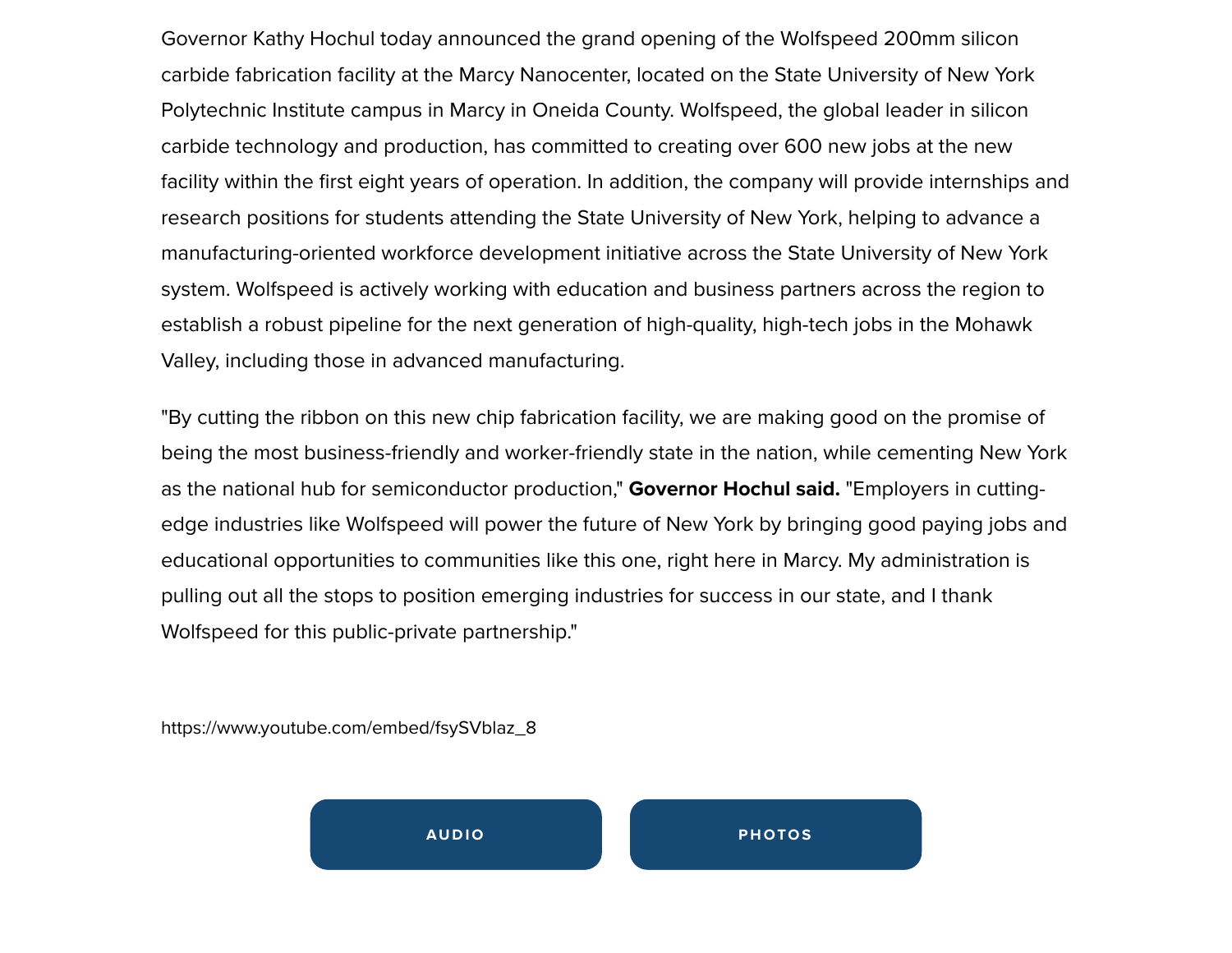Governor Kathy Hochul today announced the grand opening of the Wolfspeed 200mm silicon carbide fabrication facility at the Marcy Nanocenter, located on the State University of New York Polytechnic Institute campus in Marcy in Oneida County. Wolfspeed, the global leader in silicon carbide technology and production, has committed to creating over 600 new jobs at the new facility within the first eight years of operation. In addition, the company will provide internships and research positions for students attending the State University of New York, helping to advance a manufacturing-oriented workforce development initiative across the State University of New York system. Wolfspeed is actively working with education and business partners across the region to establish a robust pipeline for the next generation of high-quality, high-tech jobs in the Mohawk Valley, including those in advanced manufacturing.

"By cutting the ribbon on this new chip fabrication facility, we are making good on the promise of being the most business-friendly and worker-friendly state in the nation, while cementing New York as the national hub for semiconductor production," **Governor Hochul said.** "Employers in cutting-edge industries like Wolfspeed will power the future of New York by bringing good paying jobs and educational opportunities to communities like this one, right here in Marcy. My administration is pulling out all the stops to position emerging industries for success in our state, and I thank Wolfspeed for this public-private partnership."

https://www.youtube.com/embed/fsySVblaz_8

AUDIO

PHOTOS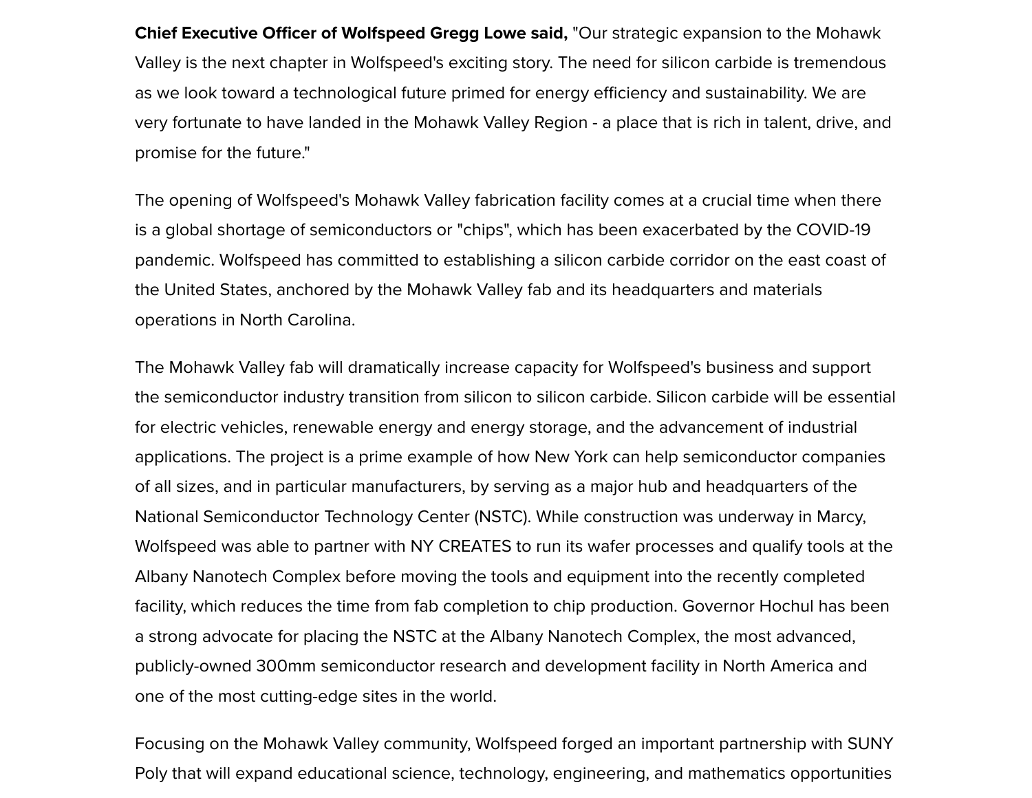**Chief Executive Officer of Wolfspeed Gregg Lowe said,** "Our strategic expansion to the Mohawk Valley is the next chapter in Wolfspeed's exciting story. The need for silicon carbide is tremendous as we look toward a technological future primed for energy efficiency and sustainability. We are very fortunate to have landed in the Mohawk Valley Region - a place that is rich in talent, drive, and promise for the future."

The opening of Wolfspeed's Mohawk Valley fabrication facility comes at a crucial time when there is a global shortage of semiconductors or "chips", which has been exacerbated by the COVID-19 pandemic. Wolfspeed has committed to establishing a silicon carbide corridor on the east coast of the United States, anchored by the Mohawk Valley fab and its headquarters and materials operations in North Carolina.

The Mohawk Valley fab will dramatically increase capacity for Wolfspeed's business and support the semiconductor industry transition from silicon to silicon carbide. Silicon carbide will be essential for electric vehicles, renewable energy and energy storage, and the advancement of industrial applications. The project is a prime example of how New York can help semiconductor companies of all sizes, and in particular manufacturers, by serving as a major hub and headquarters of the National Semiconductor Technology Center (NSTC). While construction was underway in Marcy, Wolfspeed was able to partner with NY CREATES to run its wafer processes and qualify tools at the Albany Nanotech Complex before moving the tools and equipment into the recently completed facility, which reduces the time from fab completion to chip production. Governor Hochul has been a strong advocate for placing the NSTC at the Albany Nanotech Complex, the most advanced, publicly-owned 300mm semiconductor research and development facility in North America and one of the most cutting-edge sites in the world.

Focusing on the Mohawk Valley community, Wolfspeed forged an important partnership with SUNY Poly that will expand educational science, technology, engineering, and mathematics opportunities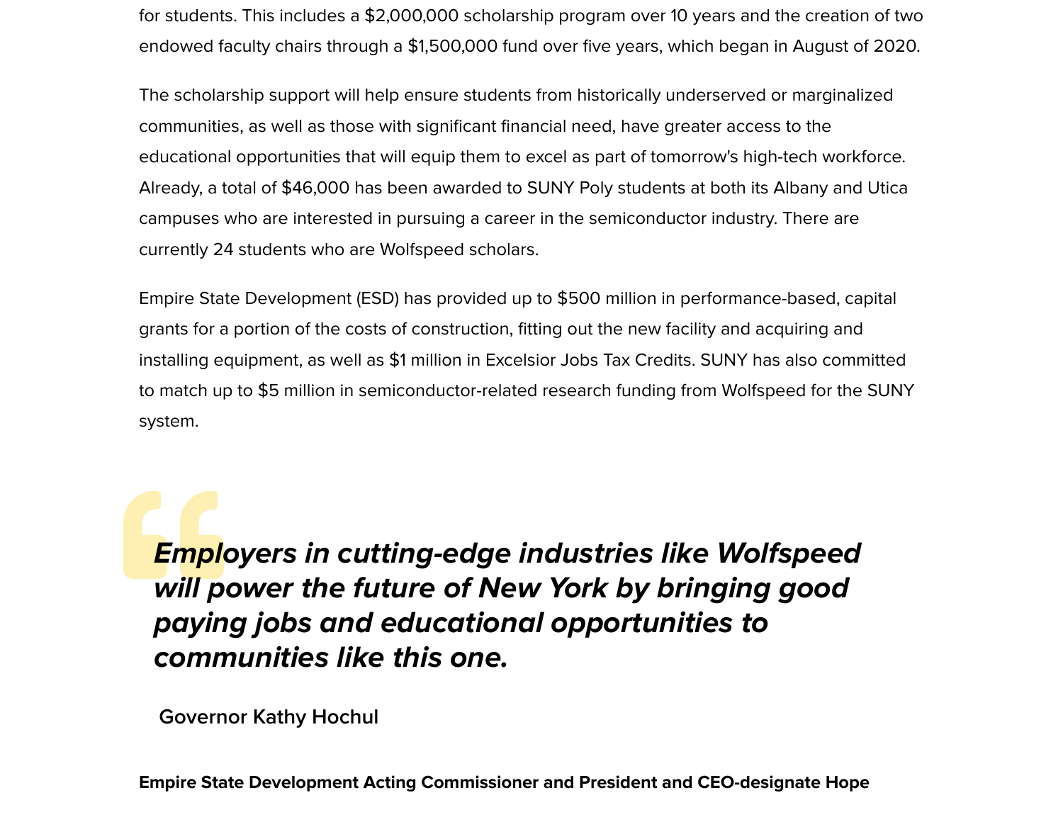for students. This includes a $2,000,000 scholarship program over 10 years and the creation of two endowed faculty chairs through a $1,500,000 fund over five years, which began in August of 2020.

The scholarship support will help ensure students from historically underserved or marginalized communities, as well as those with significant financial need, have greater access to the educational opportunities that will equip them to excel as part of tomorrow's high-tech workforce. Already, a total of $46,000 has been awarded to SUNY Poly students at both its Albany and Utica campuses who are interested in pursuing a career in the semiconductor industry. There are currently 24 students who are Wolfspeed scholars.

Empire State Development (ESD) has provided up to $500 million in performance-based, capital grants for a portion of the costs of construction, fitting out the new facility and acquiring and installing equipment, as well as $1 million in Excelsior Jobs Tax Credits. SUNY has also committed to match up to $5 million in semiconductor-related research funding from Wolfspeed for the SUNY system.

> ***Employers in cutting-edge industries like Wolfspeed will power the future of New York by bringing good paying jobs and educational opportunities to communities like this one.***
>
> **Governor Kathy Hochul**

**Empire State Development Acting Commissioner and President and CEO-designate Hope**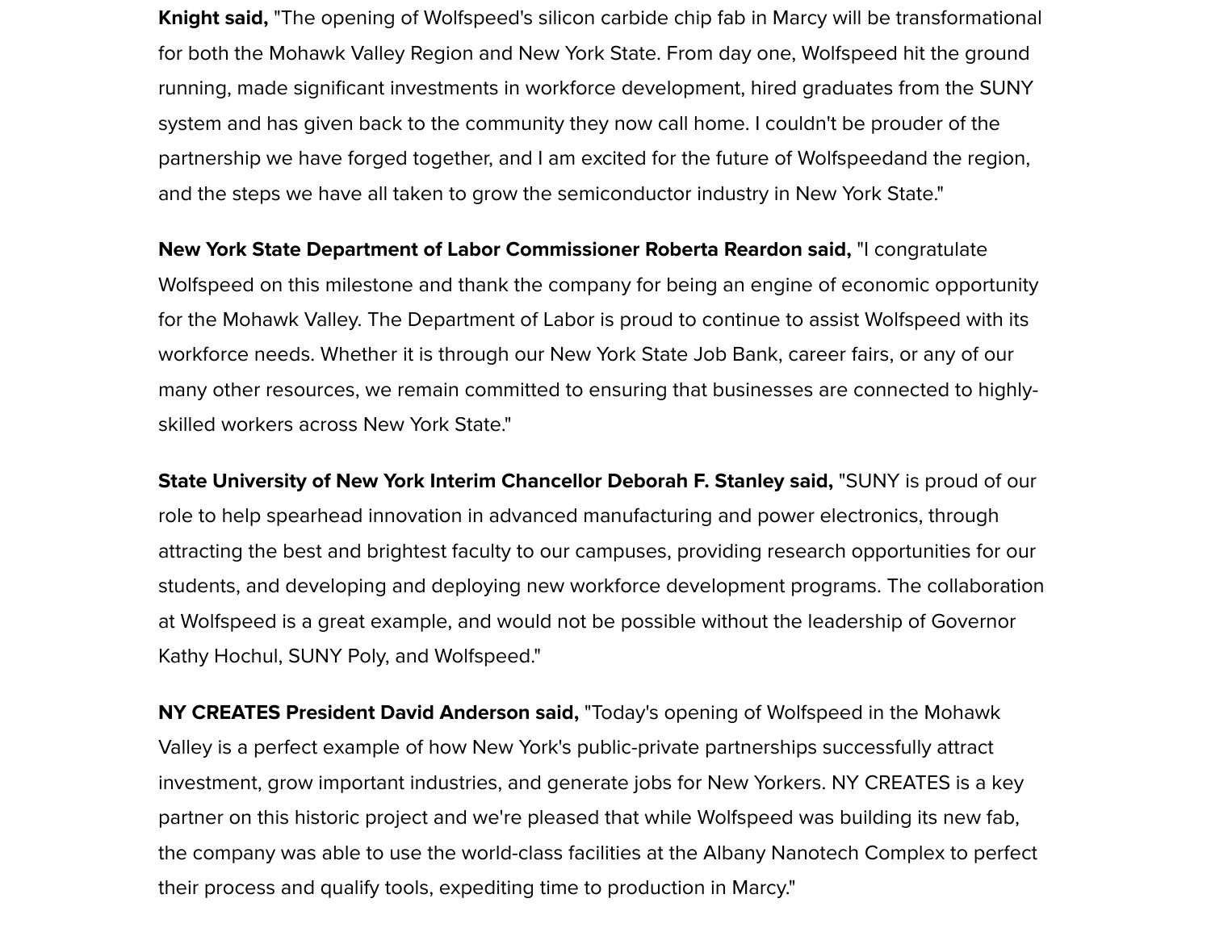**Knight said,** "The opening of Wolfspeed's silicon carbide chip fab in Marcy will be transformational for both the Mohawk Valley Region and New York State. From day one, Wolfspeed hit the ground running, made significant investments in workforce development, hired graduates from the SUNY system and has given back to the community they now call home. I couldn't be prouder of the partnership we have forged together, and I am excited for the future of Wolfspeedand the region, and the steps we have all taken to grow the semiconductor industry in New York State."

**New York State Department of Labor Commissioner Roberta Reardon said,** "I congratulate Wolfspeed on this milestone and thank the company for being an engine of economic opportunity for the Mohawk Valley. The Department of Labor is proud to continue to assist Wolfspeed with its workforce needs. Whether it is through our New York State Job Bank, career fairs, or any of our many other resources, we remain committed to ensuring that businesses are connected to highly-skilled workers across New York State."

**State University of New York Interim Chancellor Deborah F. Stanley said,** "SUNY is proud of our role to help spearhead innovation in advanced manufacturing and power electronics, through attracting the best and brightest faculty to our campuses, providing research opportunities for our students, and developing and deploying new workforce development programs. The collaboration at Wolfspeed is a great example, and would not be possible without the leadership of Governor Kathy Hochul, SUNY Poly, and Wolfspeed."

**NY CREATES President David Anderson said,** "Today's opening of Wolfspeed in the Mohawk Valley is a perfect example of how New York's public-private partnerships successfully attract investment, grow important industries, and generate jobs for New Yorkers. NY CREATES is a key partner on this historic project and we're pleased that while Wolfspeed was building its new fab, the company was able to use the world-class facilities at the Albany Nanotech Complex to perfect their process and qualify tools, expediting time to production in Marcy."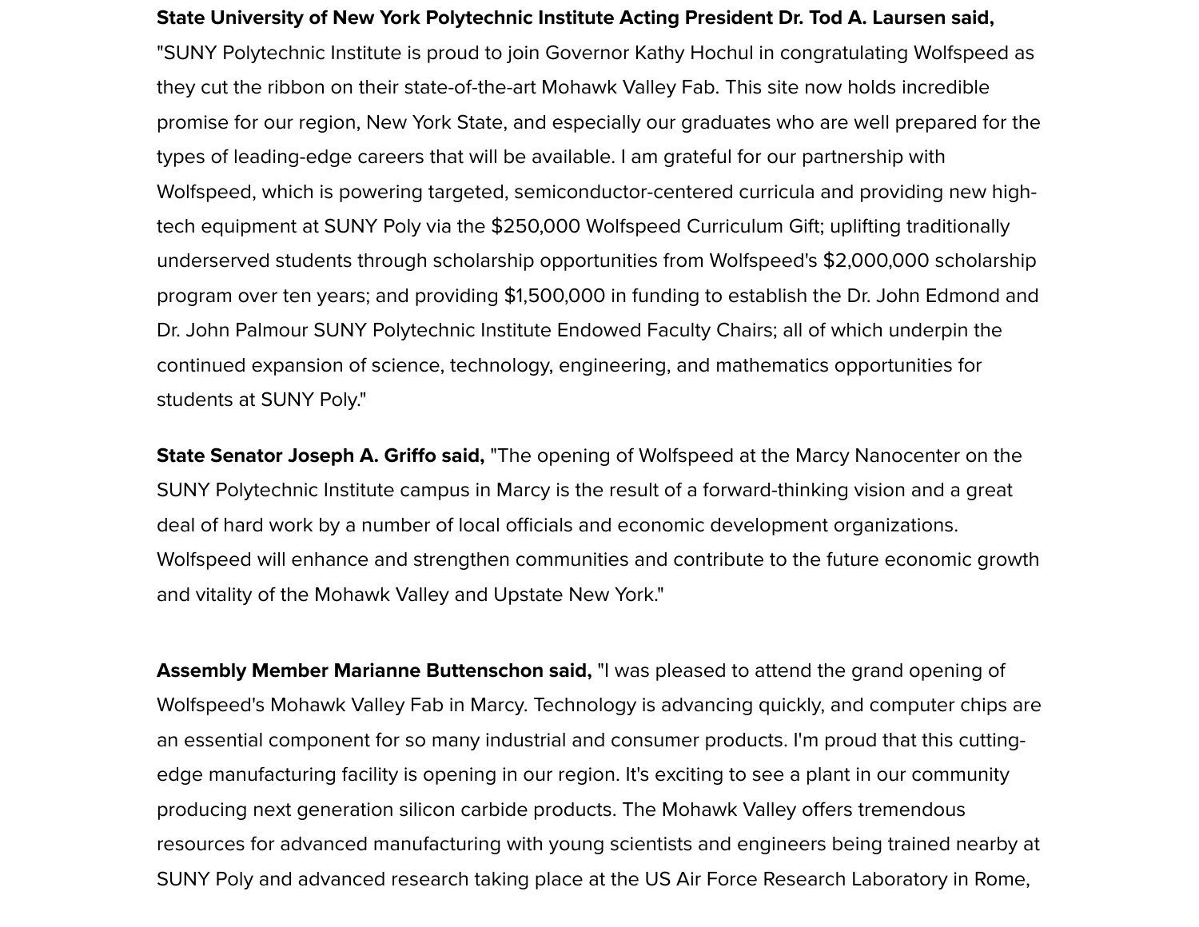**State University of New York Polytechnic Institute Acting President Dr. Tod A. Laursen said,** "SUNY Polytechnic Institute is proud to join Governor Kathy Hochul in congratulating Wolfspeed as they cut the ribbon on their state-of-the-art Mohawk Valley Fab. This site now holds incredible promise for our region, New York State, and especially our graduates who are well prepared for the types of leading-edge careers that will be available. I am grateful for our partnership with Wolfspeed, which is powering targeted, semiconductor-centered curricula and providing new high-tech equipment at SUNY Poly via the $250,000 Wolfspeed Curriculum Gift; uplifting traditionally underserved students through scholarship opportunities from Wolfspeed's $2,000,000 scholarship program over ten years; and providing $1,500,000 in funding to establish the Dr. John Edmond and Dr. John Palmour SUNY Polytechnic Institute Endowed Faculty Chairs; all of which underpin the continued expansion of science, technology, engineering, and mathematics opportunities for students at SUNY Poly."

**State Senator Joseph A. Griffo said,** "The opening of Wolfspeed at the Marcy Nanocenter on the SUNY Polytechnic Institute campus in Marcy is the result of a forward-thinking vision and a great deal of hard work by a number of local officials and economic development organizations. Wolfspeed will enhance and strengthen communities and contribute to the future economic growth and vitality of the Mohawk Valley and Upstate New York."

**Assembly Member Marianne Buttenschon said,** "I was pleased to attend the grand opening of Wolfspeed's Mohawk Valley Fab in Marcy. Technology is advancing quickly, and computer chips are an essential component for so many industrial and consumer products. I'm proud that this cutting-edge manufacturing facility is opening in our region. It's exciting to see a plant in our community producing next generation silicon carbide products. The Mohawk Valley offers tremendous resources for advanced manufacturing with young scientists and engineers being trained nearby at SUNY Poly and advanced research taking place at the US Air Force Research Laboratory in Rome,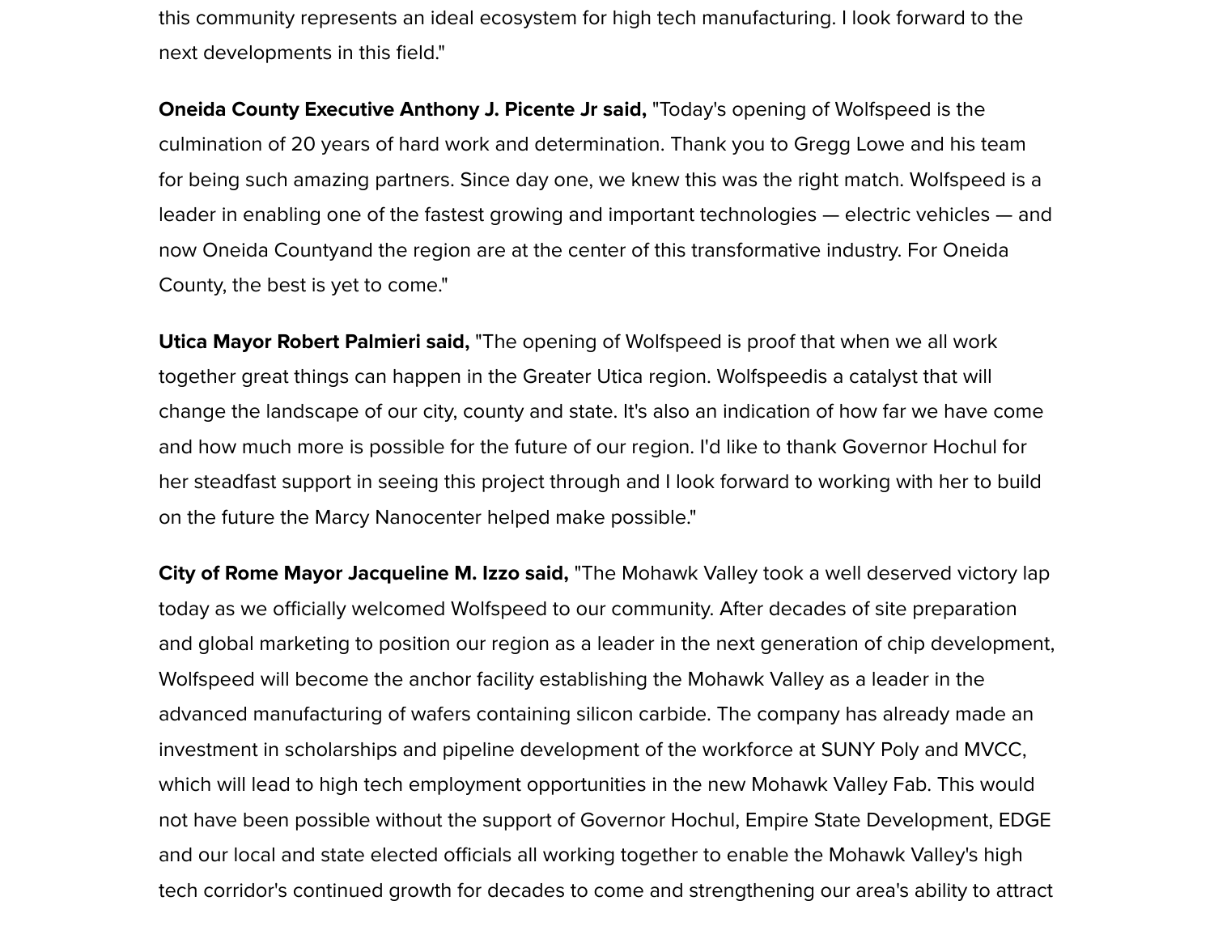this community represents an ideal ecosystem for high tech manufacturing. I look forward to the next developments in this field."

**Oneida County Executive Anthony J. Picente Jr said,** "Today's opening of Wolfspeed is the culmination of 20 years of hard work and determination. Thank you to Gregg Lowe and his team for being such amazing partners. Since day one, we knew this was the right match. Wolfspeed is a leader in enabling one of the fastest growing and important technologies — electric vehicles — and now Oneida Countyand the region are at the center of this transformative industry. For Oneida County, the best is yet to come."

**Utica Mayor Robert Palmieri said,** "The opening of Wolfspeed is proof that when we all work together great things can happen in the Greater Utica region. Wolfspeedis a catalyst that will change the landscape of our city, county and state. It's also an indication of how far we have come and how much more is possible for the future of our region. I'd like to thank Governor Hochul for her steadfast support in seeing this project through and I look forward to working with her to build on the future the Marcy Nanocenter helped make possible."

**City of Rome Mayor Jacqueline M. Izzo said,** "The Mohawk Valley took a well deserved victory lap today as we officially welcomed Wolfspeed to our community. After decades of site preparation and global marketing to position our region as a leader in the next generation of chip development, Wolfspeed will become the anchor facility establishing the Mohawk Valley as a leader in the advanced manufacturing of wafers containing silicon carbide. The company has already made an investment in scholarships and pipeline development of the workforce at SUNY Poly and MVCC, which will lead to high tech employment opportunities in the new Mohawk Valley Fab. This would not have been possible without the support of Governor Hochul, Empire State Development, EDGE and our local and state elected officials all working together to enable the Mohawk Valley's high tech corridor's continued growth for decades to come and strengthening our area's ability to attract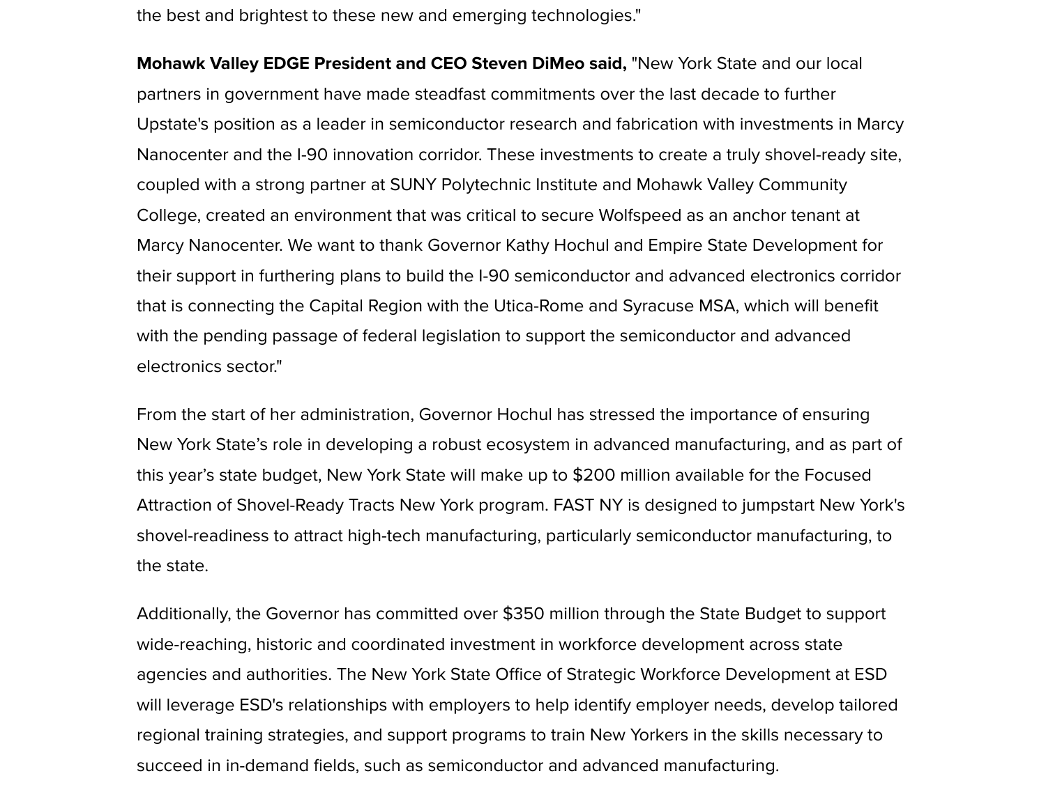the best and brightest to these new and emerging technologies."

**Mohawk Valley EDGE President and CEO Steven DiMeo said,** "New York State and our local partners in government have made steadfast commitments over the last decade to further Upstate's position as a leader in semiconductor research and fabrication with investments in Marcy Nanocenter and the I-90 innovation corridor. These investments to create a truly shovel-ready site, coupled with a strong partner at SUNY Polytechnic Institute and Mohawk Valley Community College, created an environment that was critical to secure Wolfspeed as an anchor tenant at Marcy Nanocenter. We want to thank Governor Kathy Hochul and Empire State Development for their support in furthering plans to build the I-90 semiconductor and advanced electronics corridor that is connecting the Capital Region with the Utica-Rome and Syracuse MSA, which will benefit with the pending passage of federal legislation to support the semiconductor and advanced electronics sector."

From the start of her administration, Governor Hochul has stressed the importance of ensuring New York State's role in developing a robust ecosystem in advanced manufacturing, and as part of this year's state budget, New York State will make up to $200 million available for the Focused Attraction of Shovel-Ready Tracts New York program. FAST NY is designed to jumpstart New York's shovel-readiness to attract high-tech manufacturing, particularly semiconductor manufacturing, to the state.

Additionally, the Governor has committed over $350 million through the State Budget to support wide-reaching, historic and coordinated investment in workforce development across state agencies and authorities. The New York State Office of Strategic Workforce Development at ESD will leverage ESD's relationships with employers to help identify employer needs, develop tailored regional training strategies, and support programs to train New Yorkers in the skills necessary to succeed in in-demand fields, such as semiconductor and advanced manufacturing.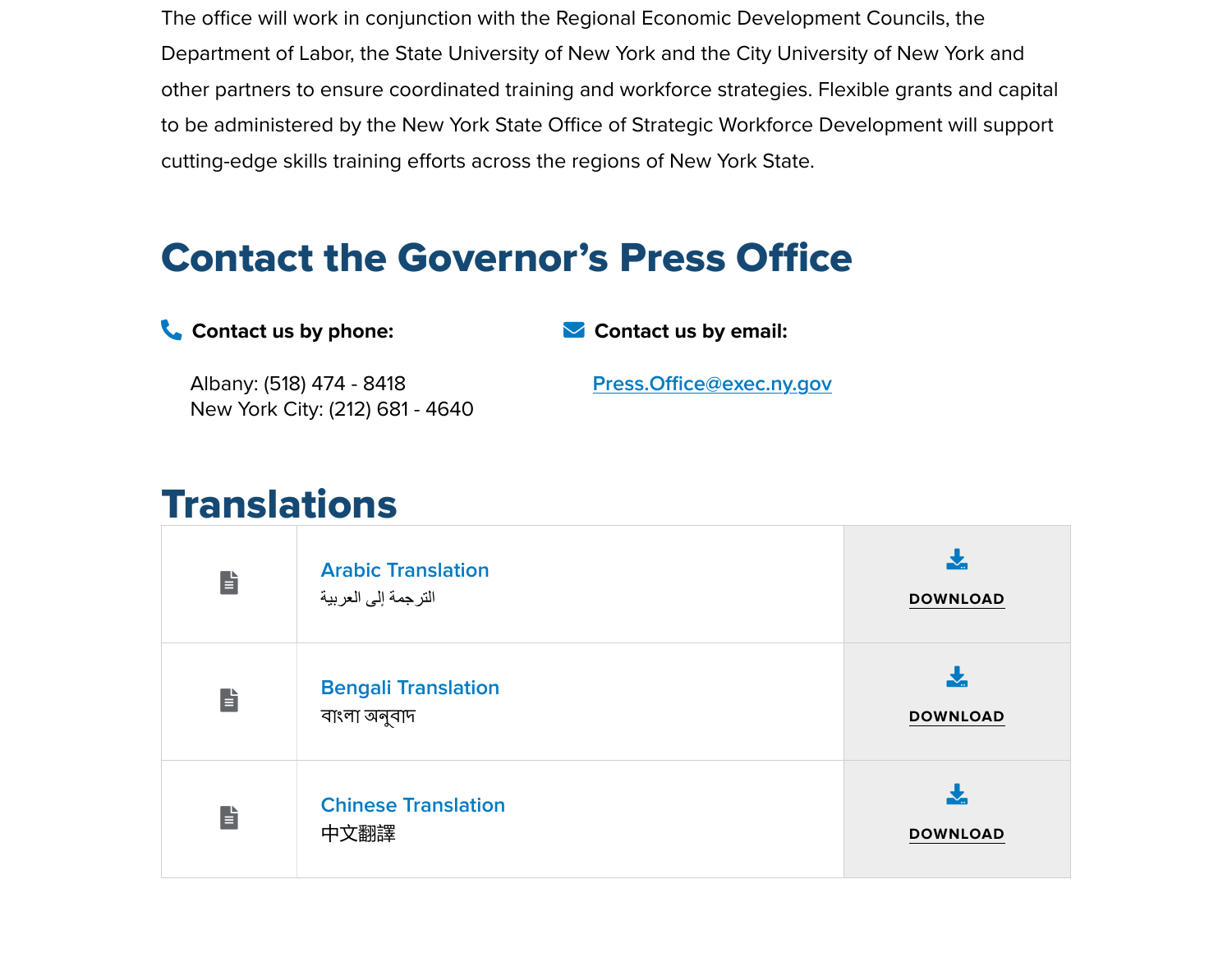The office will work in conjunction with the Regional Economic Development Councils, the Department of Labor, the State University of New York and the City University of New York and other partners to ensure coordinated training and workforce strategies. Flexible grants and capital to be administered by the New York State Office of Strategic Workforce Development will support cutting-edge skills training efforts across the regions of New York State.

## Contact the Governor's Press Office

**Contact us by phone:**

Albany: (518) 474 - 8418
New York City: (212) 681 - 4640

**Contact us by email:**

Press.Office@exec.ny.gov

## Translations

| | | |
|---|---|---|
| | Arabic Translation<br>الترجمة إلى العربية | DOWNLOAD |
| | Bengali Translation<br>বাংলা অনুবাদ | DOWNLOAD |
| | Chinese Translation<br>中文翻譯 | DOWNLOAD |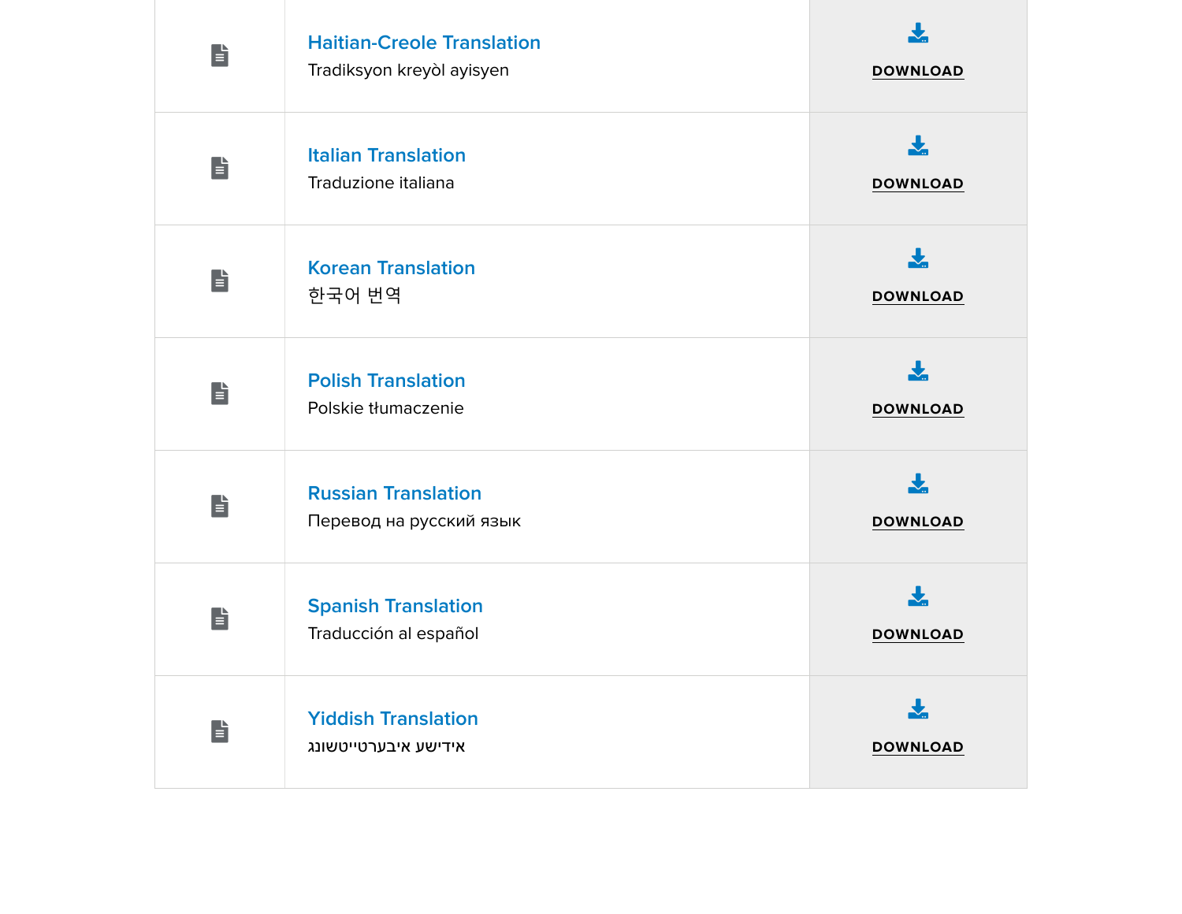| | | |
|---|---|---|
| | **Haitian-Creole Translation**<br>Tradiksyon kreyòl ayisyen | DOWNLOAD |
| | **Italian Translation**<br>Traduzione italiana | DOWNLOAD |
| | **Korean Translation**<br>한국어 번역 | DOWNLOAD |
| | **Polish Translation**<br>Polskie tłumaczenie | DOWNLOAD |
| | **Russian Translation**<br>Перевод на русский язык | DOWNLOAD |
| | **Spanish Translation**<br>Traducción al español | DOWNLOAD |
| | **Yiddish Translation**<br>אידישע איבערטייטשונג | DOWNLOAD |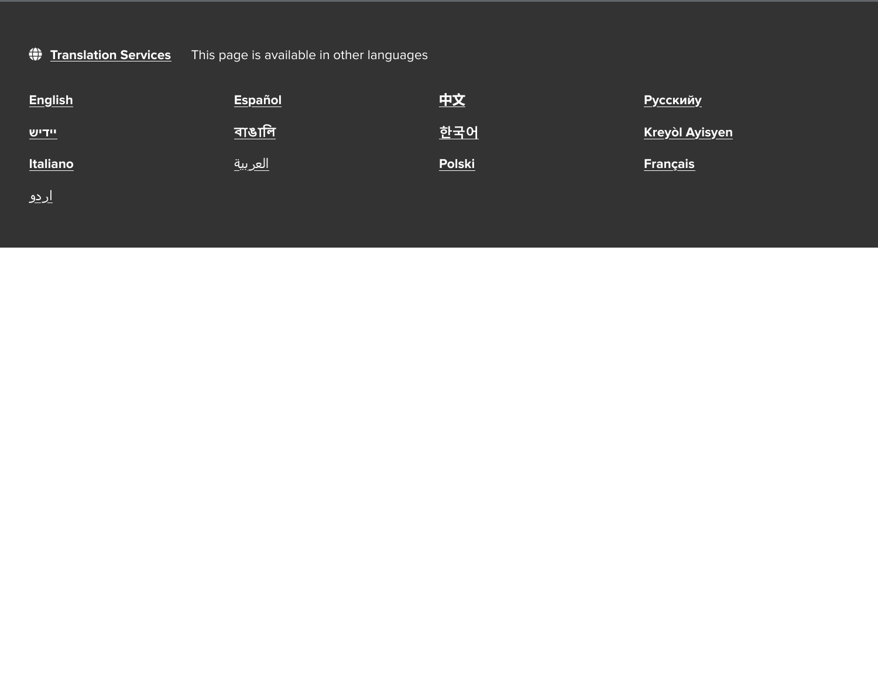**Translation Services** This page is available in other languages

English

Español

中文

Русскийу

ייִדיש

বাঙালি

한국어

Kreyòl Ayisyen

Italiano

العربية

Polski

Français

اردو